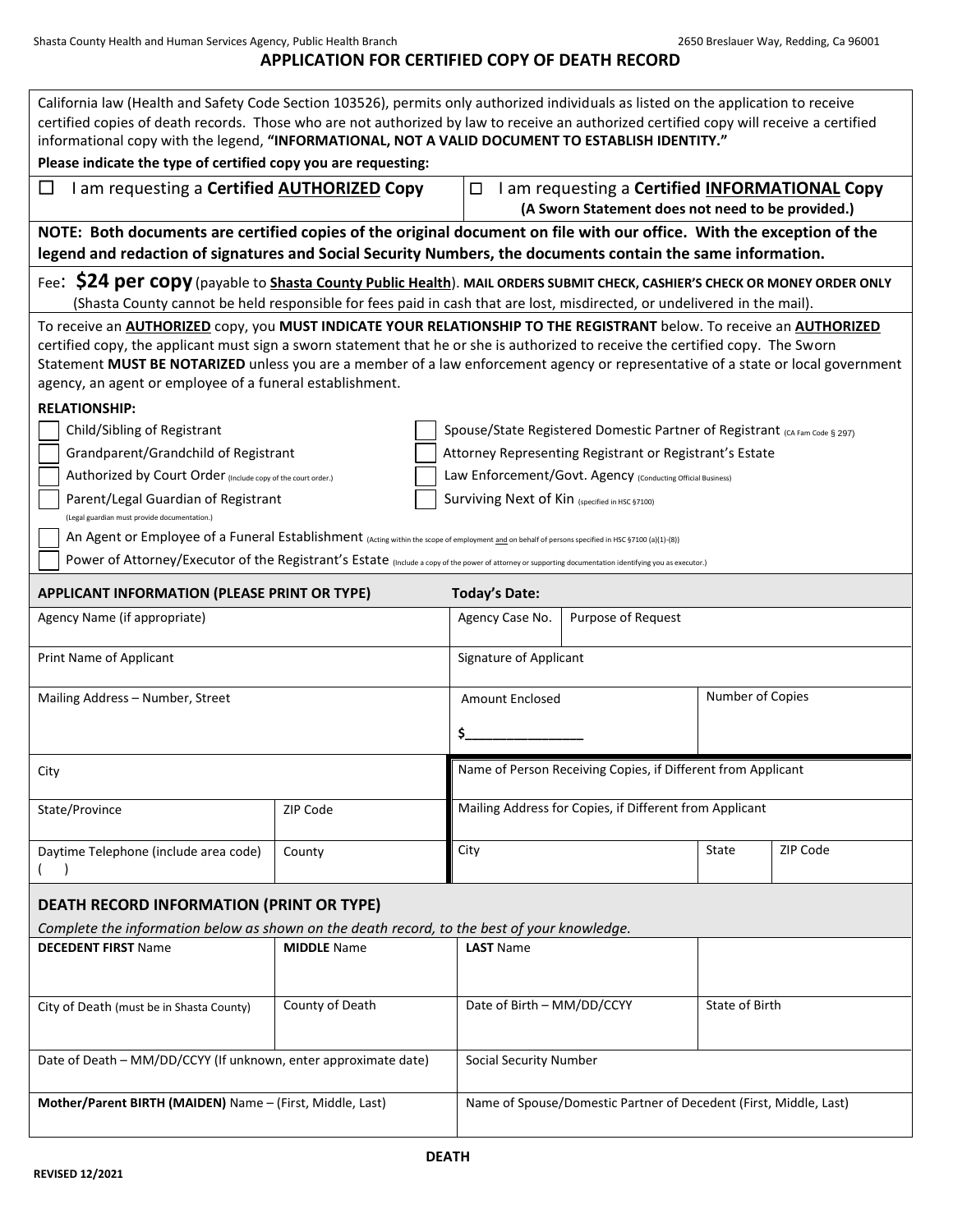Shasta County Health and Human Services Agency, Public Health Branch — 2650 Breslauer Way, Redding, Ca 96001

# APPLICATION FOR CERTIFIED COPY OF DEATH RECORD

California law (Health and Safety Code Section 103526), permits only authorized individuals as listed on the application to receive certified copies of death records. Those who are not authorized by law to receive an authorized certified copy will receive a certified informational copy with the legend, **"INFORMATIONAL, NOT A VALID DOCUMENT TO ESTABLISH IDENTITY."**

**Please indicate the type of certified copy you are requesting:**

☐ I am requesting a **Certified AUTHORIZED Copy**

☐ I am requesting a **Certified INFORMATIONAL Copy** **(A Sworn Statement does not need to be provided.)**

**NOTE: Both documents are certified copies of the original document on file with our office. With the exception of the legend and redaction of signatures and Social Security Numbers, the documents contain the same information.**

Fee: **$24 per copy** (payable to **Shasta County Public Health**). **MAIL ORDERS SUBMIT CHECK, CASHIER'S CHECK OR MONEY ORDER ONLY** (Shasta County cannot be held responsible for fees paid in cash that are lost, misdirected, or undelivered in the mail).

To receive an **AUTHORIZED** copy, you **MUST INDICATE YOUR RELATIONSHIP TO THE REGISTRANT** below. To receive an **AUTHORIZED** certified copy, the applicant must sign a sworn statement that he or she is authorized to receive the certified copy. The Sworn Statement **MUST BE NOTARIZED** unless you are a member of a law enforcement agency or representative of a state or local government agency, an agent or employee of a funeral establishment.

**RELATIONSHIP:**

- ☐ Child/Sibling of Registrant
- ☐ Grandparent/Grandchild of Registrant
- ☐ Authorized by Court Order (Include copy of the court order.)
- ☐ Parent/Legal Guardian of Registrant (Legal guardian must provide documentation.)
- ☐ Spouse/State Registered Domestic Partner of Registrant (CA Fam Code § 297)
- ☐ Attorney Representing Registrant or Registrant's Estate
- ☐ Law Enforcement/Govt. Agency (Conducting Official Business)
- ☐ Surviving Next of Kin (specified in HSC §7100)
- ☐ An Agent or Employee of a Funeral Establishment (Acting within the scope of employment and on behalf of persons specified in HSC §7100 (a)(1)-(8))
- ☐ Power of Attorney/Executor of the Registrant's Estate (Include a copy of the power of attorney or supporting documentation identifying you as executor.)

## APPLICANT INFORMATION (PLEASE PRINT OR TYPE)

**Today's Date:**

| Agency Name (if appropriate) | | Agency Case No. | Purpose of Request | | |
|---|---|---|---|---|---|
| Print Name of Applicant | | Signature of Applicant | | | |
| Mailing Address – Number, Street | | Amount Enclosed $________________ | | Number of Copies | |
| City | | Name of Person Receiving Copies, if Different from Applicant | | | |
| State/Province | ZIP Code | Mailing Address for Copies, if Different from Applicant | | | |
| Daytime Telephone (include area code) ( ) | County | City | | State | ZIP Code |

## DEATH RECORD INFORMATION (PRINT OR TYPE)

*Complete the information below as shown on the death record, to the best of your knowledge.*

| **DECEDENT FIRST** Name | **MIDDLE** Name | **LAST** Name | |
|---|---|---|---|
| City of Death (must be in Shasta County) | County of Death | Date of Birth – MM/DD/CCYY | State of Birth |
| Date of Death – MM/DD/CCYY (If unknown, enter approximate date) | | Social Security Number | |
| **Mother/Parent BIRTH (MAIDEN)** Name – (First, Middle, Last) | | Name of Spouse/Domestic Partner of Decedent (First, Middle, Last) | |

**DEATH**

REVISED 12/2021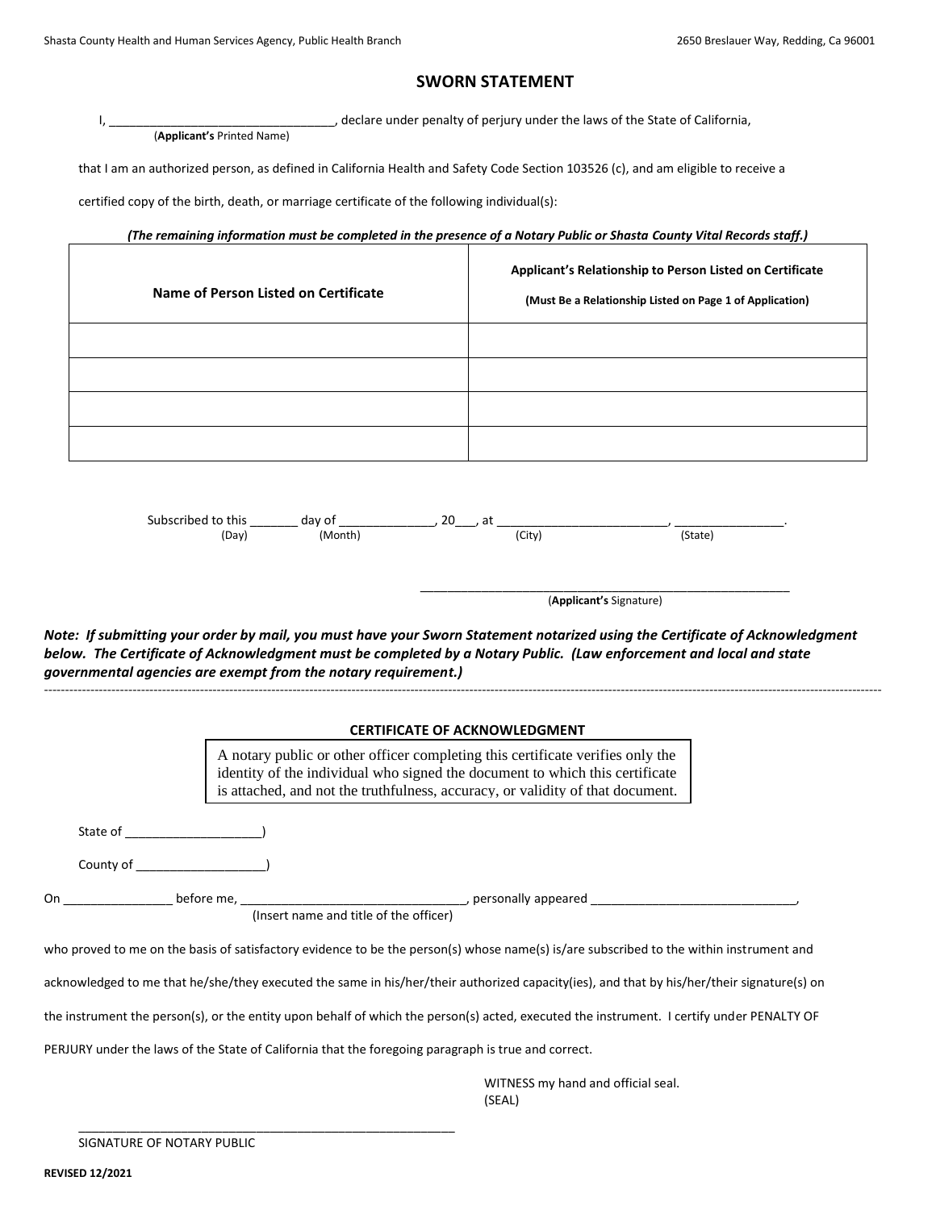# SWORN STATEMENT

I, _________________________________, declare under penalty of perjury under the laws of the State of California,
(**Applicant's** Printed Name)

that I am an authorized person, as defined in California Health and Safety Code Section 103526 (c), and am eligible to receive a certified copy of the birth, death, or marriage certificate of the following individual(s):

***(The remaining information must be completed in the presence of a Notary Public or Shasta County Vital Records staff.)***

| **Name of Person Listed on Certificate** | **Applicant's Relationship to Person Listed on Certificate** **(Must Be a Relationship Listed on Page 1 of Application)** |
|---|---|
| | |
| | |
| | |
| | |

Subscribed to this _______ day of ______________, 20___, at ________________________, _______________.
(Day) (Month) (City) (State)

______________________________________________________
(**Applicant's** Signature)

***Note: If submitting your order by mail, you must have your Sworn Statement notarized using the Certificate of Acknowledgment below. The Certificate of Acknowledgment must be completed by a Notary Public. (Law enforcement and local and state governmental agencies are exempt from the notary requirement.)***

---

## CERTIFICATE OF ACKNOWLEDGMENT

A notary public or other officer completing this certificate verifies only the identity of the individual who signed the document to which this certificate is attached, and not the truthfulness, accuracy, or validity of that document.

State of ___________________)

County of __________________)

On _______________ before me, _________________________________, personally appeared ______________________________,
(Insert name and title of the officer)

who proved to me on the basis of satisfactory evidence to be the person(s) whose name(s) is/are subscribed to the within instrument and acknowledged to me that he/she/they executed the same in his/her/their authorized capacity(ies), and that by his/her/their signature(s) on the instrument the person(s), or the entity upon behalf of which the person(s) acted, executed the instrument. I certify under PENALTY OF PERJURY under the laws of the State of California that the foregoing paragraph is true and correct.

WITNESS my hand and official seal.
(SEAL)

________________________________________________________
SIGNATURE OF NOTARY PUBLIC

**REVISED 12/2021**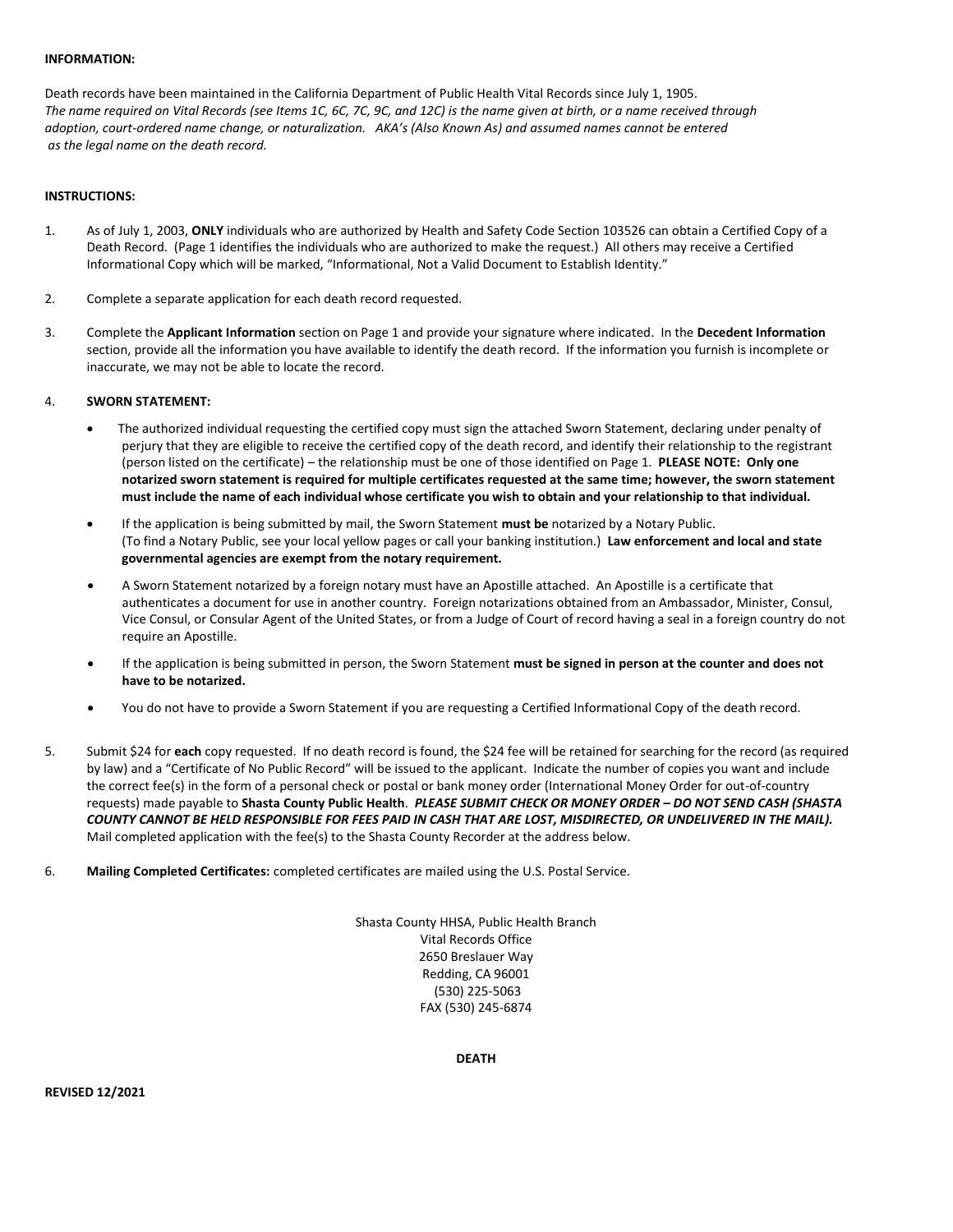**INFORMATION:**

Death records have been maintained in the California Department of Public Health Vital Records since July 1, 1905.
*The name required on Vital Records (see Items 1C, 6C, 7C, 9C, and 12C) is the name given at birth, or a name received through adoption, court-ordered name change, or naturalization. AKA's (Also Known As) and assumed names cannot be entered as the legal name on the death record.*

**INSTRUCTIONS:**

1. As of July 1, 2003, **ONLY** individuals who are authorized by Health and Safety Code Section 103526 can obtain a Certified Copy of a Death Record. (Page 1 identifies the individuals who are authorized to make the request.) All others may receive a Certified Informational Copy which will be marked, "Informational, Not a Valid Document to Establish Identity."

2. Complete a separate application for each death record requested.

3. Complete the **Applicant Information** section on Page 1 and provide your signature where indicated. In the **Decedent Information** section, provide all the information you have available to identify the death record. If the information you furnish is incomplete or inaccurate, we may not be able to locate the record.

4. **SWORN STATEMENT:**
   - The authorized individual requesting the certified copy must sign the attached Sworn Statement, declaring under penalty of perjury that they are eligible to receive the certified copy of the death record, and identify their relationship to the registrant (person listed on the certificate) – the relationship must be one of those identified on Page 1. **PLEASE NOTE: Only one notarized sworn statement is required for multiple certificates requested at the same time; however, the sworn statement must include the name of each individual whose certificate you wish to obtain and your relationship to that individual.**
   - If the application is being submitted by mail, the Sworn Statement **must be** notarized by a Notary Public. (To find a Notary Public, see your local yellow pages or call your banking institution.) **Law enforcement and local and state governmental agencies are exempt from the notary requirement.**
   - A Sworn Statement notarized by a foreign notary must have an Apostille attached. An Apostille is a certificate that authenticates a document for use in another country. Foreign notarizations obtained from an Ambassador, Minister, Consul, Vice Consul, or Consular Agent of the United States, or from a Judge of Court of record having a seal in a foreign country do not require an Apostille.
   - If the application is being submitted in person, the Sworn Statement **must be signed in person at the counter and does not have to be notarized.**
   - You do not have to provide a Sworn Statement if you are requesting a Certified Informational Copy of the death record.

5. Submit $24 for **each** copy requested. If no death record is found, the $24 fee will be retained for searching for the record (as required by law) and a "Certificate of No Public Record" will be issued to the applicant. Indicate the number of copies you want and include the correct fee(s) in the form of a personal check or postal or bank money order (International Money Order for out-of-country requests) made payable to **Shasta County Public Health**. ***PLEASE SUBMIT CHECK OR MONEY ORDER – DO NOT SEND CASH (SHASTA COUNTY CANNOT BE HELD RESPONSIBLE FOR FEES PAID IN CASH THAT ARE LOST, MISDIRECTED, OR UNDELIVERED IN THE MAIL).*** Mail completed application with the fee(s) to the Shasta County Recorder at the address below.

6. **Mailing Completed Certificates:** completed certificates are mailed using the U.S. Postal Service.

Shasta County HHSA, Public Health Branch
Vital Records Office
2650 Breslauer Way
Redding, CA 96001
(530) 225-5063
FAX (530) 245-6874

**DEATH**

**REVISED 12/2021**